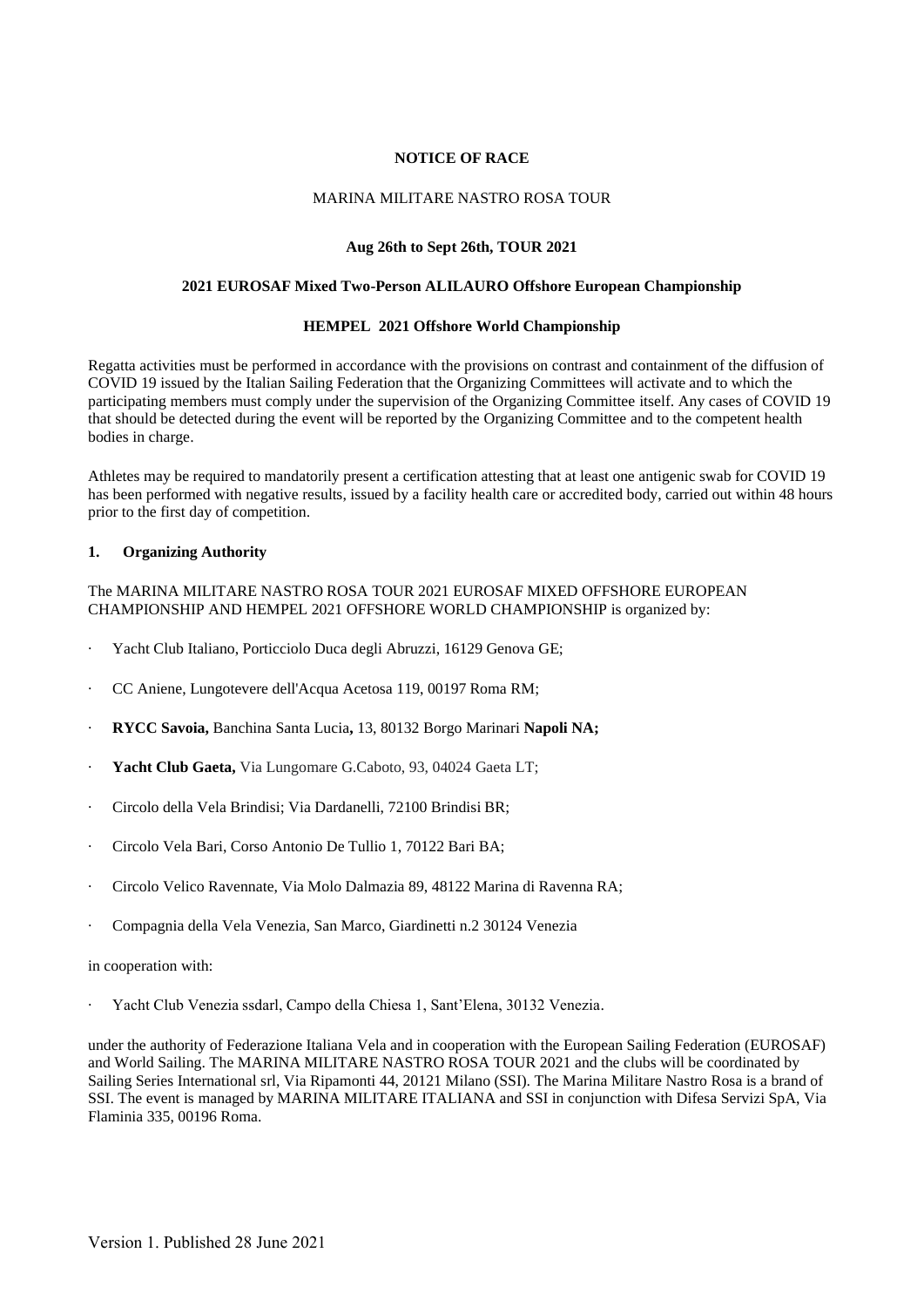**NOTICE OF RACE**

MARINA MILITARE NASTRO ROSA TOUR

**Aug 26th to Sept 26th, TOUR 2021**

**2021 EUROSAF Mixed Two-Person ALILAURO Offshore European Championship**

**HEMPEL 2021 Offshore World Championship**

Regatta activities must be performed in accordance with the provisions on contrast and containment of the diffusion of COVID 19 issued by the Italian Sailing Federation that the Organizing Committees will activate and to which the participating members must comply under the supervision of the Organizing Committee itself. Any cases of COVID 19 that should be detected during the event will be reported by the Organizing Committee and to the competent health bodies in charge.

Athletes may be required to mandatorily present a certification attesting that at least one antigenic swab for COVID 19 has been performed with negative results, issued by a facility health care or accredited body, carried out within 48 hours prior to the first day of competition.

## 1. Organizing Authority

The MARINA MILITARE NASTRO ROSA TOUR 2021 EUROSAF MIXED OFFSHORE EUROPEAN CHAMPIONSHIP AND HEMPEL 2021 OFFSHORE WORLD CHAMPIONSHIP is organized by:

- Yacht Club Italiano, Porticciolo Duca degli Abruzzi, 16129 Genova GE;
- CC Aniene, Lungotevere dell'Acqua Acetosa 119, 00197 Roma RM;
- **RYCC Savoia,** Banchina Santa Lucia**,** 13, 80132 Borgo Marinari **Napoli NA;**
- **Yacht Club Gaeta,** Via Lungomare G.Caboto, 93, 04024 Gaeta LT;
- Circolo della Vela Brindisi; Via Dardanelli, 72100 Brindisi BR;
- Circolo Vela Bari, Corso Antonio De Tullio 1, 70122 Bari BA;
- Circolo Velico Ravennate, Via Molo Dalmazia 89, 48122 Marina di Ravenna RA;
- Compagnia della Vela Venezia, San Marco, Giardinetti n.2 30124 Venezia

in cooperation with:

- Yacht Club Venezia ssdarl, Campo della Chiesa 1, Sant'Elena, 30132 Venezia.

under the authority of Federazione Italiana Vela and in cooperation with the European Sailing Federation (EUROSAF) and World Sailing. The MARINA MILITARE NASTRO ROSA TOUR 2021 and the clubs will be coordinated by Sailing Series International srl, Via Ripamonti 44, 20121 Milano (SSI). The Marina Militare Nastro Rosa is a brand of SSI. The event is managed by MARINA MILITARE ITALIANA and SSI in conjunction with Difesa Servizi SpA, Via Flaminia 335, 00196 Roma.

Version 1. Published 28 June 2021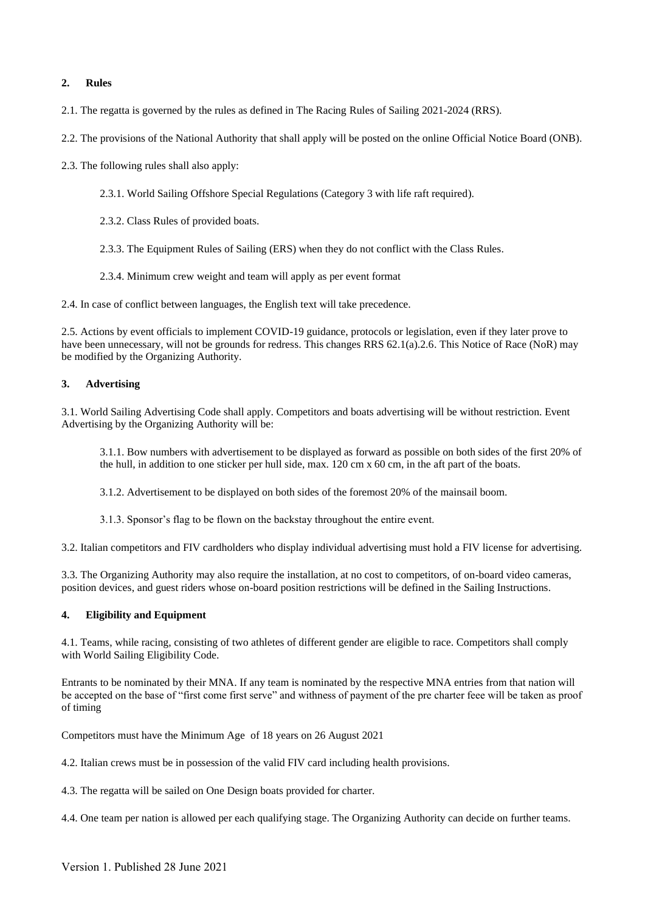## 2. Rules

2.1. The regatta is governed by the rules as defined in The Racing Rules of Sailing 2021-2024 (RRS).

2.2. The provisions of the National Authority that shall apply will be posted on the online Official Notice Board (ONB).

2.3. The following rules shall also apply:

2.3.1. World Sailing Offshore Special Regulations (Category 3 with life raft required).

2.3.2. Class Rules of provided boats.

2.3.3. The Equipment Rules of Sailing (ERS) when they do not conflict with the Class Rules.

2.3.4. Minimum crew weight and team will apply as per event format

2.4. In case of conflict between languages, the English text will take precedence.

2.5. Actions by event officials to implement COVID-19 guidance, protocols or legislation, even if they later prove to have been unnecessary, will not be grounds for redress. This changes RRS 62.1(a).2.6. This Notice of Race (NoR) may be modified by the Organizing Authority.

## 3. Advertising

3.1. World Sailing Advertising Code shall apply. Competitors and boats advertising will be without restriction. Event Advertising by the Organizing Authority will be:

3.1.1. Bow numbers with advertisement to be displayed as forward as possible on both sides of the first 20% of the hull, in addition to one sticker per hull side, max. 120 cm x 60 cm, in the aft part of the boats.

3.1.2. Advertisement to be displayed on both sides of the foremost 20% of the mainsail boom.

3.1.3. Sponsor's flag to be flown on the backstay throughout the entire event.

3.2. Italian competitors and FIV cardholders who display individual advertising must hold a FIV license for advertising.

3.3. The Organizing Authority may also require the installation, at no cost to competitors, of on-board video cameras, position devices, and guest riders whose on-board position restrictions will be defined in the Sailing Instructions.

## 4. Eligibility and Equipment

4.1. Teams, while racing, consisting of two athletes of different gender are eligible to race. Competitors shall comply with World Sailing Eligibility Code.

Entrants to be nominated by their MNA. If any team is nominated by the respective MNA entries from that nation will be accepted on the base of "first come first serve" and withness of payment of the pre charter feee will be taken as proof of timing

Competitors must have the Minimum Age of 18 years on 26 August 2021

4.2. Italian crews must be in possession of the valid FIV card including health provisions.

4.3. The regatta will be sailed on One Design boats provided for charter.

4.4. One team per nation is allowed per each qualifying stage. The Organizing Authority can decide on further teams.

Version 1. Published 28 June 2021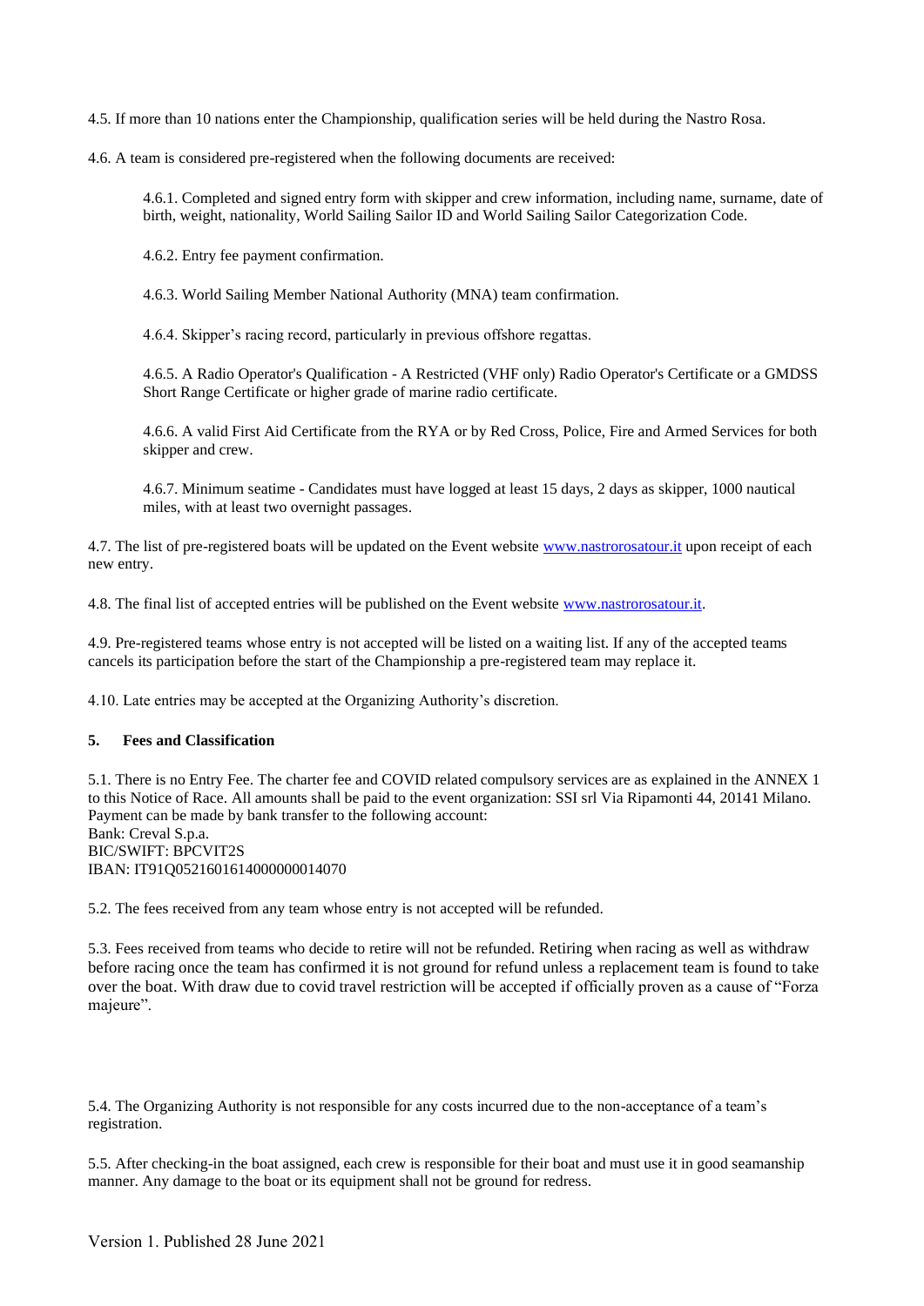4.5. If more than 10 nations enter the Championship, qualification series will be held during the Nastro Rosa.

4.6. A team is considered pre-registered when the following documents are received:

> 4.6.1. Completed and signed entry form with skipper and crew information, including name, surname, date of birth, weight, nationality, World Sailing Sailor ID and World Sailing Sailor Categorization Code.
>
> 4.6.2. Entry fee payment confirmation.
>
> 4.6.3. World Sailing Member National Authority (MNA) team confirmation.
>
> 4.6.4. Skipper's racing record, particularly in previous offshore regattas.
>
> 4.6.5. A Radio Operator's Qualification - A Restricted (VHF only) Radio Operator's Certificate or a GMDSS Short Range Certificate or higher grade of marine radio certificate.
>
> 4.6.6. A valid First Aid Certificate from the RYA or by Red Cross, Police, Fire and Armed Services for both skipper and crew.
>
> 4.6.7. Minimum seatime - Candidates must have logged at least 15 days, 2 days as skipper, 1000 nautical miles, with at least two overnight passages.

4.7. The list of pre-registered boats will be updated on the Event website [www.nastrorosatour.it](www.nastrorosatour.it) upon receipt of each new entry.

4.8. The final list of accepted entries will be published on the Event website [www.nastrorosatour.it](www.nastrorosatour.it).

4.9. Pre-registered teams whose entry is not accepted will be listed on a waiting list. If any of the accepted teams cancels its participation before the start of the Championship a pre-registered team may replace it.

4.10. Late entries may be accepted at the Organizing Authority's discretion.

## 5. Fees and Classification

5.1. There is no Entry Fee. The charter fee and COVID related compulsory services are as explained in the ANNEX 1 to this Notice of Race. All amounts shall be paid to the event organization: SSI srl Via Ripamonti 44, 20141 Milano. Payment can be made by bank transfer to the following account:
Bank: Creval S.p.a.
BIC/SWIFT: BPCVIT2S
IBAN: IT91Q0521601614000000014070

5.2. The fees received from any team whose entry is not accepted will be refunded.

5.3. Fees received from teams who decide to retire will not be refunded. Retiring when racing as well as withdraw before racing once the team has confirmed it is not ground for refund unless a replacement team is found to take over the boat. With draw due to covid travel restriction will be accepted if officially proven as a cause of "Forza majeure".

5.4. The Organizing Authority is not responsible for any costs incurred due to the non-acceptance of a team's registration.

5.5. After checking-in the boat assigned, each crew is responsible for their boat and must use it in good seamanship manner. Any damage to the boat or its equipment shall not be ground for redress.

Version 1. Published 28 June 2021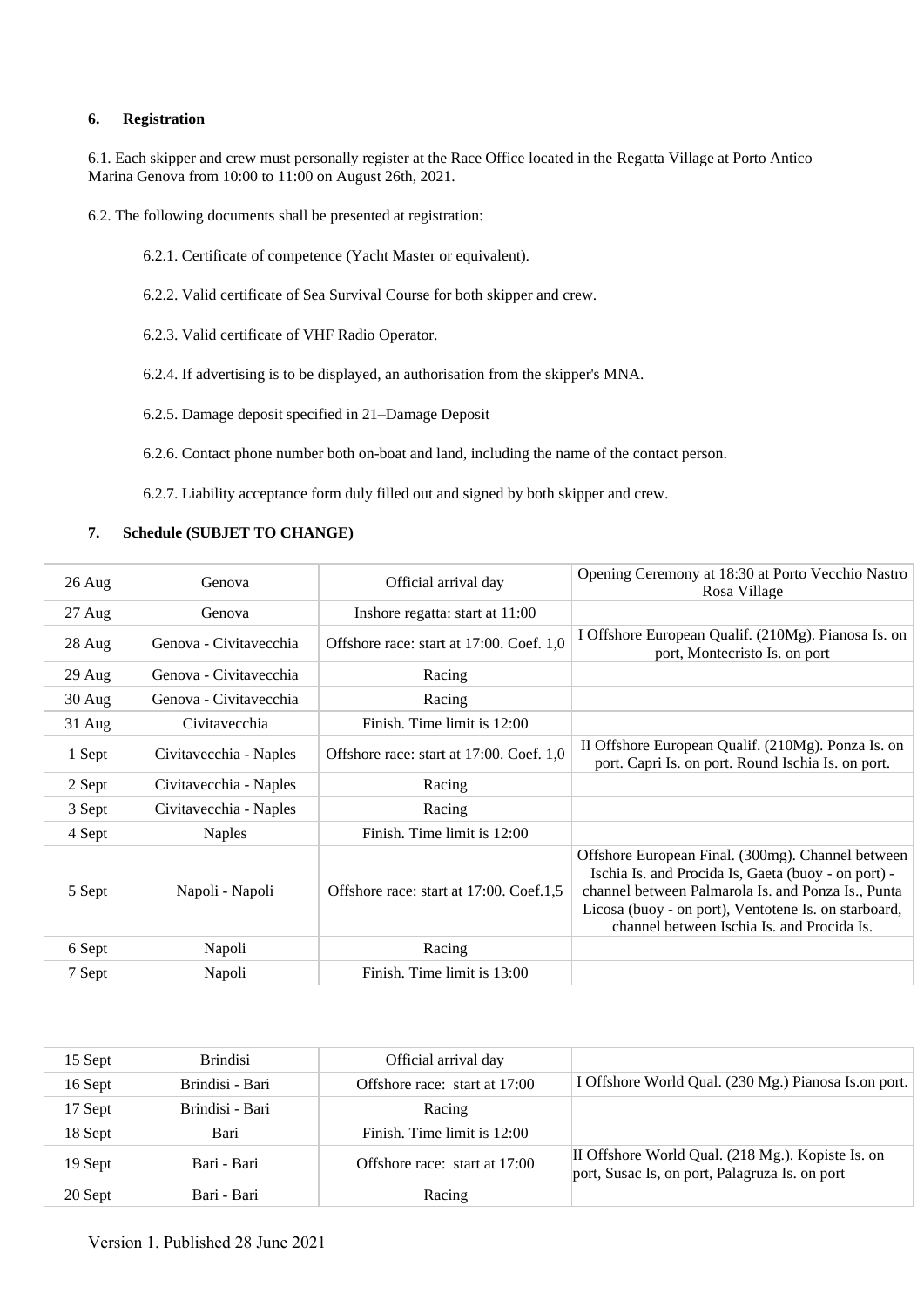### 6. Registration

6.1. Each skipper and crew must personally register at the Race Office located in the Regatta Village at Porto Antico Marina Genova from 10:00 to 11:00 on August 26th, 2021.

6.2. The following documents shall be presented at registration:

6.2.1. Certificate of competence (Yacht Master or equivalent).

6.2.2. Valid certificate of Sea Survival Course for both skipper and crew.

6.2.3. Valid certificate of VHF Radio Operator.

6.2.4. If advertising is to be displayed, an authorisation from the skipper's MNA.

6.2.5. Damage deposit specified in 21–Damage Deposit

6.2.6. Contact phone number both on-boat and land, including the name of the contact person.

6.2.7. Liability acceptance form duly filled out and signed by both skipper and crew.

### 7. Schedule (SUBJET TO CHANGE)

| | | | |
|---|---|---|---|
| 26 Aug | Genova | Official arrival day | Opening Ceremony at 18:30 at Porto Vecchio Nastro Rosa Village |
| 27 Aug | Genova | Inshore regatta: start at 11:00 | |
| 28 Aug | Genova - Civitavecchia | Offshore race: start at 17:00. Coef. 1,0 | I Offshore European Qualif. (210Mg). Pianosa Is. on port, Montecristo Is. on port |
| 29 Aug | Genova - Civitavecchia | Racing | |
| 30 Aug | Genova - Civitavecchia | Racing | |
| 31 Aug | Civitavecchia | Finish. Time limit is 12:00 | |
| 1 Sept | Civitavecchia - Naples | Offshore race: start at 17:00. Coef. 1,0 | II Offshore European Qualif. (210Mg). Ponza Is. on port. Capri Is. on port. Round Ischia Is. on port. |
| 2 Sept | Civitavecchia - Naples | Racing | |
| 3 Sept | Civitavecchia - Naples | Racing | |
| 4 Sept | Naples | Finish. Time limit is 12:00 | |
| 5 Sept | Napoli - Napoli | Offshore race: start at 17:00. Coef.1,5 | Offshore European Final. (300mg). Channel between Ischia Is. and Procida Is, Gaeta (buoy - on port) - channel between Palmarola Is. and Ponza Is., Punta Licosa (buoy - on port), Ventotene Is. on starboard, channel between Ischia Is. and Procida Is. |
| 6 Sept | Napoli | Racing | |
| 7 Sept | Napoli | Finish. Time limit is 13:00 | |

| | | | |
|---|---|---|---|
| 15 Sept | Brindisi | Official arrival day | |
| 16 Sept | Brindisi - Bari | Offshore race: start at 17:00 | I Offshore World Qual. (230 Mg.) Pianosa Is.on port. |
| 17 Sept | Brindisi - Bari | Racing | |
| 18 Sept | Bari | Finish. Time limit is 12:00 | |
| 19 Sept | Bari - Bari | Offshore race: start at 17:00 | II Offshore World Qual. (218 Mg.). Kopiste Is. on port, Susac Is, on port, Palagruza Is. on port |
| 20 Sept | Bari - Bari | Racing | |

Version 1. Published 28 June 2021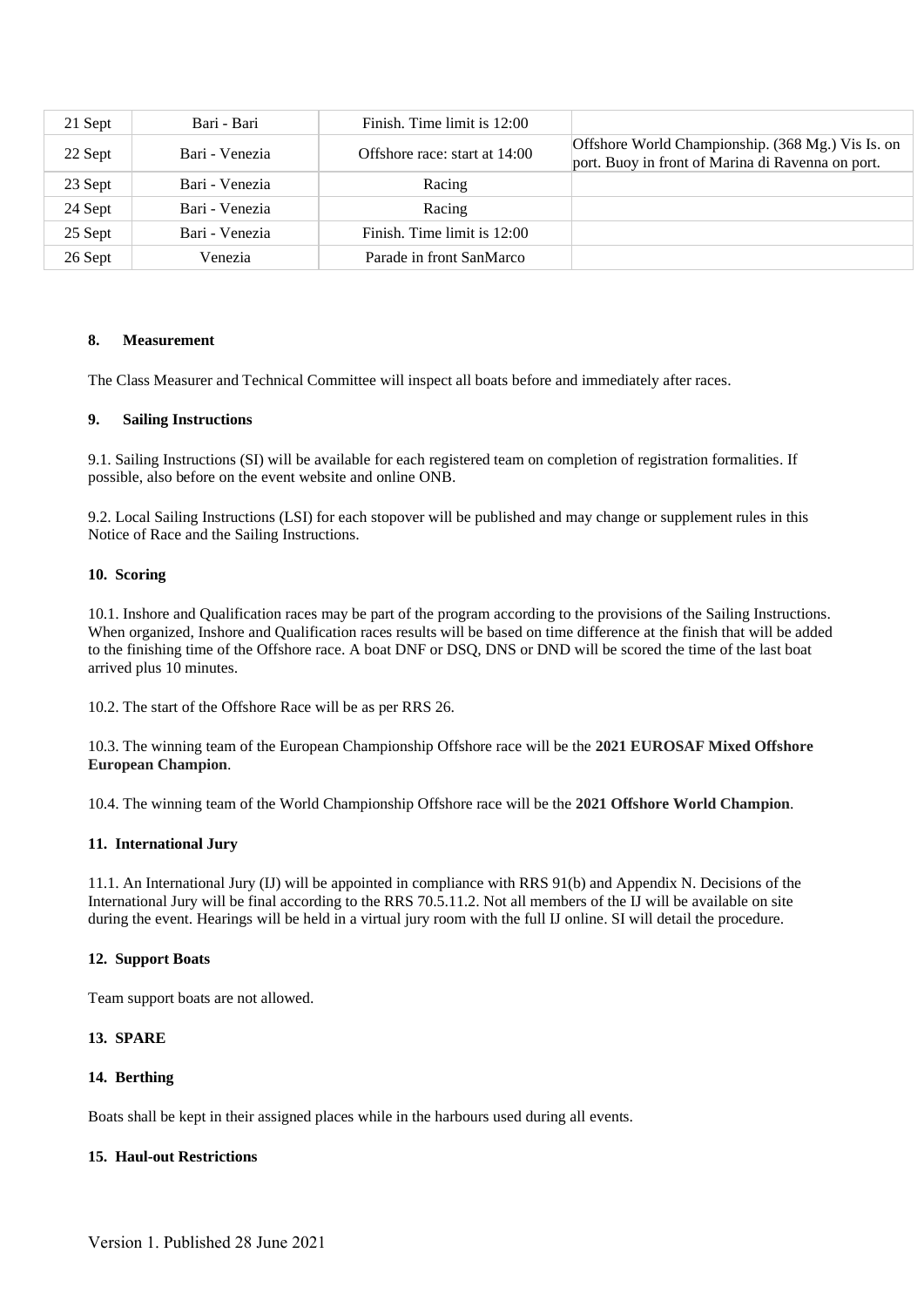| | | | |
|---|---|---|---|
| 21 Sept | Bari - Bari | Finish. Time limit is 12:00 | |
| 22 Sept | Bari - Venezia | Offshore race: start at 14:00 | Offshore World Championship. (368 Mg.) Vis Is. on port. Buoy in front of Marina di Ravenna on port. |
| 23 Sept | Bari - Venezia | Racing | |
| 24 Sept | Bari - Venezia | Racing | |
| 25 Sept | Bari - Venezia | Finish. Time limit is 12:00 | |
| 26 Sept | Venezia | Parade in front SanMarco | |

#### 8. Measurement

The Class Measurer and Technical Committee will inspect all boats before and immediately after races.

#### 9. Sailing Instructions

9.1. Sailing Instructions (SI) will be available for each registered team on completion of registration formalities. If possible, also before on the event website and online ONB.

9.2. Local Sailing Instructions (LSI) for each stopover will be published and may change or supplement rules in this Notice of Race and the Sailing Instructions.

#### 10. Scoring

10.1. Inshore and Qualification races may be part of the program according to the provisions of the Sailing Instructions. When organized, Inshore and Qualification races results will be based on time difference at the finish that will be added to the finishing time of the Offshore race. A boat DNF or DSQ, DNS or DND will be scored the time of the last boat arrived plus 10 minutes.

10.2. The start of the Offshore Race will be as per RRS 26.

10.3. The winning team of the European Championship Offshore race will be the **2021 EUROSAF Mixed Offshore European Champion**.

10.4. The winning team of the World Championship Offshore race will be the **2021 Offshore World Champion**.

#### 11. International Jury

11.1. An International Jury (IJ) will be appointed in compliance with RRS 91(b) and Appendix N. Decisions of the International Jury will be final according to the RRS 70.5.11.2. Not all members of the IJ will be available on site during the event. Hearings will be held in a virtual jury room with the full IJ online. SI will detail the procedure.

#### 12. Support Boats

Team support boats are not allowed.

#### 13. SPARE

#### 14. Berthing

Boats shall be kept in their assigned places while in the harbours used during all events.

#### 15. Haul-out Restrictions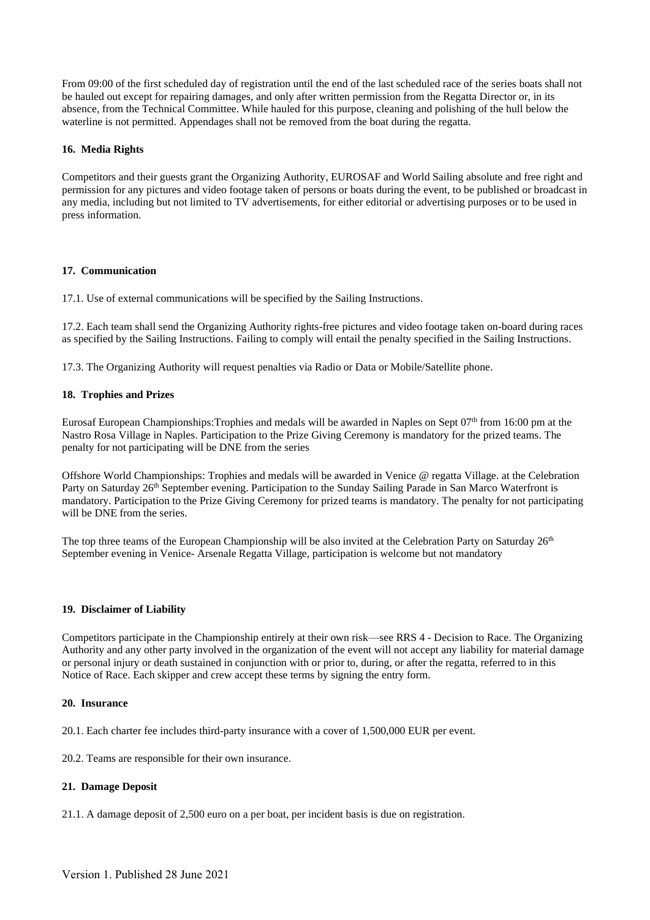From 09:00 of the first scheduled day of registration until the end of the last scheduled race of the series boats shall not be hauled out except for repairing damages, and only after written permission from the Regatta Director or, in its absence, from the Technical Committee. While hauled for this purpose, cleaning and polishing of the hull below the waterline is not permitted. Appendages shall not be removed from the boat during the regatta.

### 16. Media Rights

Competitors and their guests grant the Organizing Authority, EUROSAF and World Sailing absolute and free right and permission for any pictures and video footage taken of persons or boats during the event, to be published or broadcast in any media, including but not limited to TV advertisements, for either editorial or advertising purposes or to be used in press information.

### 17. Communication

17.1. Use of external communications will be specified by the Sailing Instructions.

17.2. Each team shall send the Organizing Authority rights-free pictures and video footage taken on-board during races as specified by the Sailing Instructions. Failing to comply will entail the penalty specified in the Sailing Instructions.

17.3. The Organizing Authority will request penalties via Radio or Data or Mobile/Satellite phone.

### 18. Trophies and Prizes

Eurosaf European Championships:Trophies and medals will be awarded in Naples on Sept 07th from 16:00 pm at the Nastro Rosa Village in Naples. Participation to the Prize Giving Ceremony is mandatory for the prized teams. The penalty for not participating will be DNE from the series

Offshore World Championships: Trophies and medals will be awarded in Venice @ regatta Village. at the Celebration Party on Saturday 26th September evening. Participation to the Sunday Sailing Parade in San Marco Waterfront is mandatory. Participation to the Prize Giving Ceremony for prized teams is mandatory. The penalty for not participating will be DNE from the series.

The top three teams of the European Championship will be also invited at the Celebration Party on Saturday 26th September evening in Venice- Arsenale Regatta Village, participation is welcome but not mandatory

### 19. Disclaimer of Liability

Competitors participate in the Championship entirely at their own risk—see RRS 4 - Decision to Race. The Organizing Authority and any other party involved in the organization of the event will not accept any liability for material damage or personal injury or death sustained in conjunction with or prior to, during, or after the regatta, referred to in this Notice of Race. Each skipper and crew accept these terms by signing the entry form.

### 20. Insurance

20.1. Each charter fee includes third-party insurance with a cover of 1,500,000 EUR per event.

20.2. Teams are responsible for their own insurance.

### 21. Damage Deposit

21.1. A damage deposit of 2,500 euro on a per boat, per incident basis is due on registration.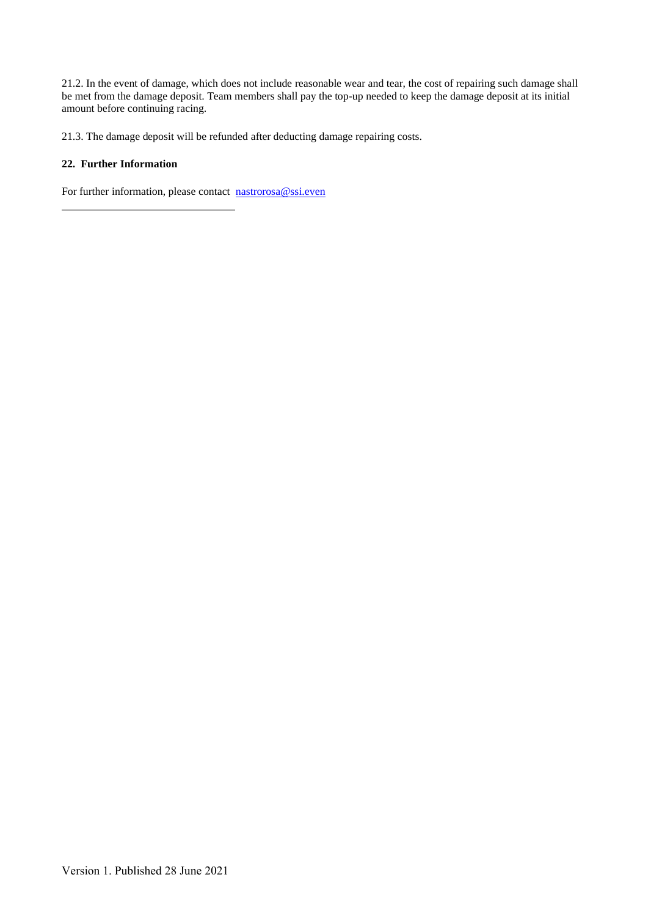21.2. In the event of damage, which does not include reasonable wear and tear, the cost of repairing such damage shall be met from the damage deposit. Team members shall pay the top-up needed to keep the damage deposit at its initial amount before continuing racing.

21.3. The damage deposit will be refunded after deducting damage repairing costs.

**22. Further Information**

For further information, please contact nastrorosa@ssi.even

Version 1. Published 28 June 2021